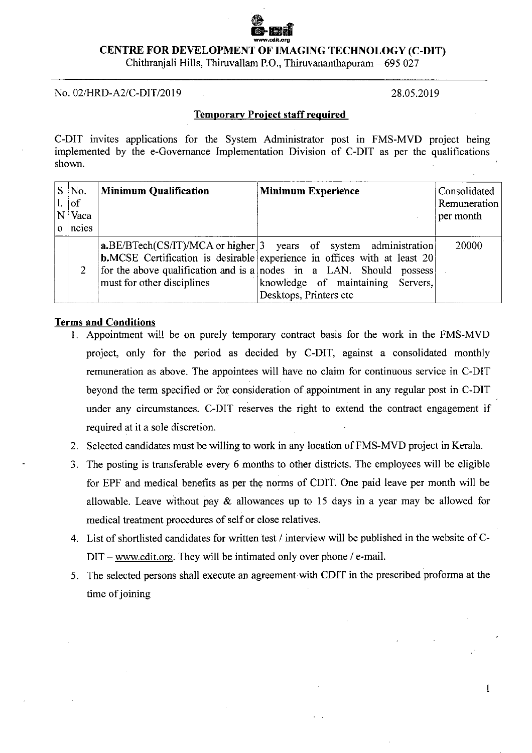# CENTRE FOR DEVELOPMENT OF IMAGING TECHNOLOGY (C-DIT)

Chithranjali Hills, Thiruvallam P.O., Thiruvananthapuram – 695 027

No. 02/HRD-A2/C-DIT/2019 28.05.2019

## Temporary Project staff required

C-DIT invites applications for the System Administrator post in FMS-MVD project being implemented by the e-Governance Implementation Division of C-DIT as per the qualifications shown.

| Sl. No | No. of Vacancies | Minimum Qualification | Minimum Experience | Consolidated Remuneration per month |
|---|---|---|---|---|
| | 2 | **a.**BE/BTech(CS/IT)/MCA or higher **b.**MCSE Certification is desirable for the above qualification and is a must for other disciplines | 3 years of system administration experience in offices with at least 20 nodes in a LAN. Should possess knowledge of maintaining Servers, Desktops, Printers etc | 20000 |

**Terms and Conditions**

1. Appointment will be on purely temporary contract basis for the work in the FMS-MVD project, only for the period as decided by C-DIT, against a consolidated monthly remuneration as above. The appointees will have no claim for continuous service in C-DIT beyond the term specified or for consideration of appointment in any regular post in C-DIT under any circumstances. C-DIT reserves the right to extend the contract engagement if required at it a sole discretion.
2. Selected candidates must be willing to work in any location of FMS-MVD project in Kerala.
3. The posting is transferable every 6 months to other districts. The employees will be eligible for EPF and medical benefits as per the norms of CDIT. One paid leave per month will be allowable. Leave without pay & allowances up to 15 days in a year may be allowed for medical treatment procedures of self or close relatives.
4. List of shortlisted candidates for written test / interview will be published in the website of C-DIT – www.cdit.org. They will be intimated only over phone / e-mail.
5. The selected persons shall execute an agreement with CDIT in the prescribed proforma at the time of joining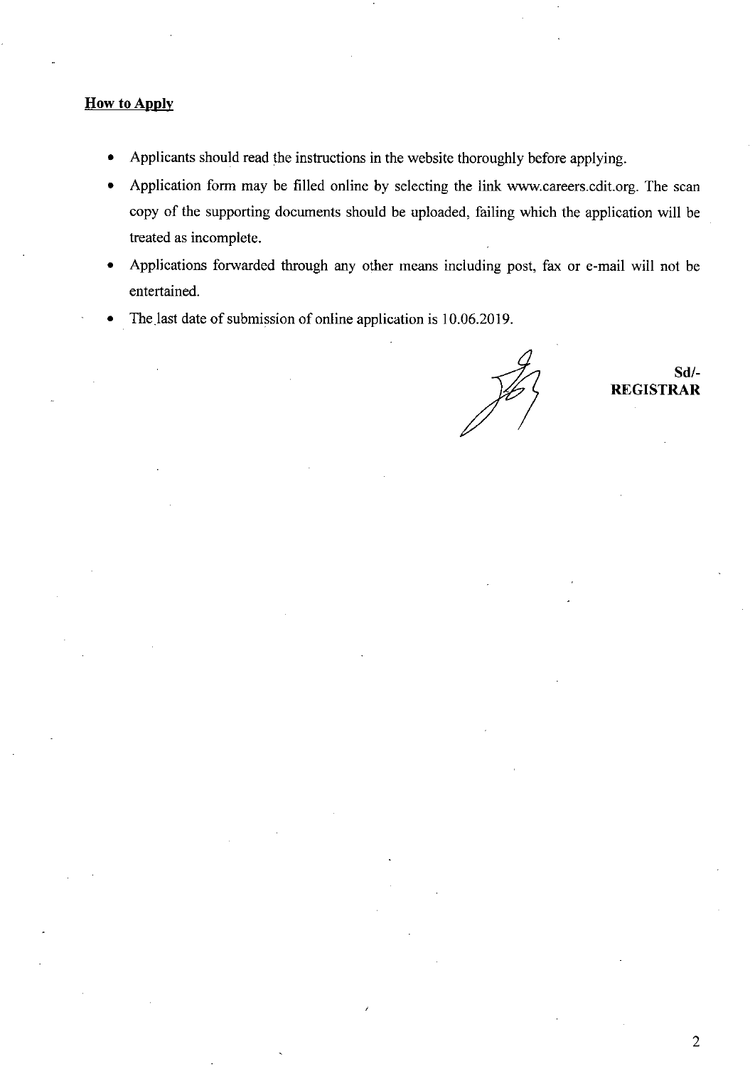**How to Apply**

- Applicants should read the instructions in the website thoroughly before applying.
- Application form may be filled online by selecting the link www.careers.cdit.org. The scan copy of the supporting documents should be uploaded, failing which the application will be treated as incomplete.
- Applications forwarded through any other means including post, fax or e-mail will not be entertained.
- The last date of submission of online application is 10.06.2019.

**Sd/-**
**REGISTRAR**